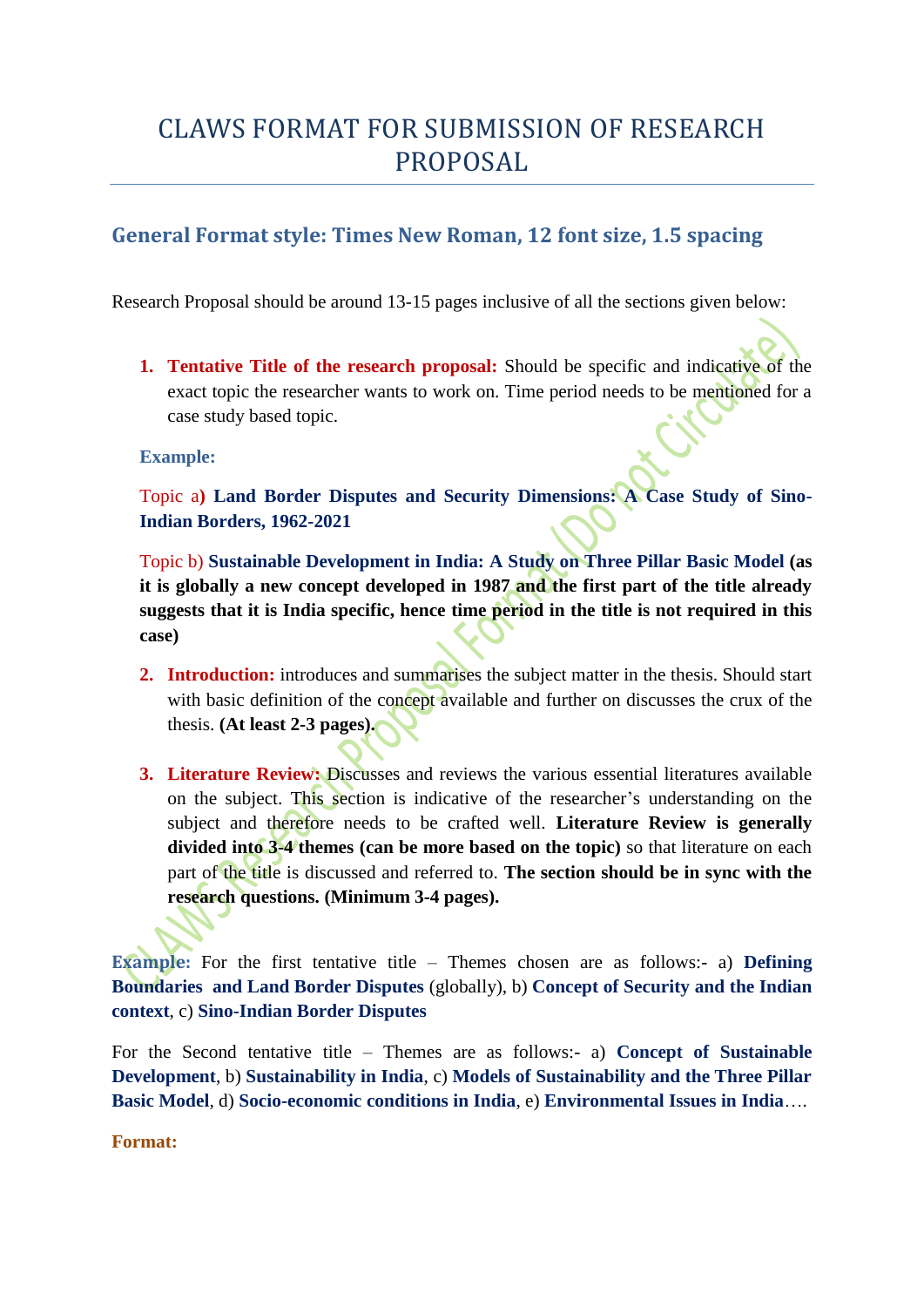# CLAWS FORMAT FOR SUBMISSION OF RESEARCH PROPOSAL

## General Format style: Times New Roman, 12 font size, 1.5 spacing

Research Proposal should be around 13-15 pages inclusive of all the sections given below:

1. **Tentative Title of the research proposal:** Should be specific and indicative of the exact topic the researcher wants to work on. Time period needs to be mentioned for a case study based topic.

**Example:**

Topic a) **Land Border Disputes and Security Dimensions: A Case Study of Sino-Indian Borders, 1962-2021**

Topic b) **Sustainable Development in India: A Study on Three Pillar Basic Model (as it is globally a new concept developed in 1987 and the first part of the title already suggests that it is India specific, hence time period in the title is not required in this case)**

2. **Introduction:** introduces and summarises the subject matter in the thesis. Should start with basic definition of the concept available and further on discusses the crux of the thesis. **(At least 2-3 pages).**

3. **Literature Review:** Discusses and reviews the various essential literatures available on the subject. This section is indicative of the researcher's understanding on the subject and therefore needs to be crafted well. **Literature Review is generally divided into 3-4 themes (can be more based on the topic)** so that literature on each part of the title is discussed and referred to. **The section should be in sync with the research questions. (Minimum 3-4 pages).**

**Example:** For the first tentative title – Themes chosen are as follows:- a) **Defining Boundaries and Land Border Disputes** (globally), b) **Concept of Security and the Indian context**, c) **Sino-Indian Border Disputes**

For the Second tentative title – Themes are as follows:- a) **Concept of Sustainable Development**, b) **Sustainability in India**, c) **Models of Sustainability and the Three Pillar Basic Model**, d) **Socio-economic conditions in India**, e) **Environmental Issues in India**….

**Format:**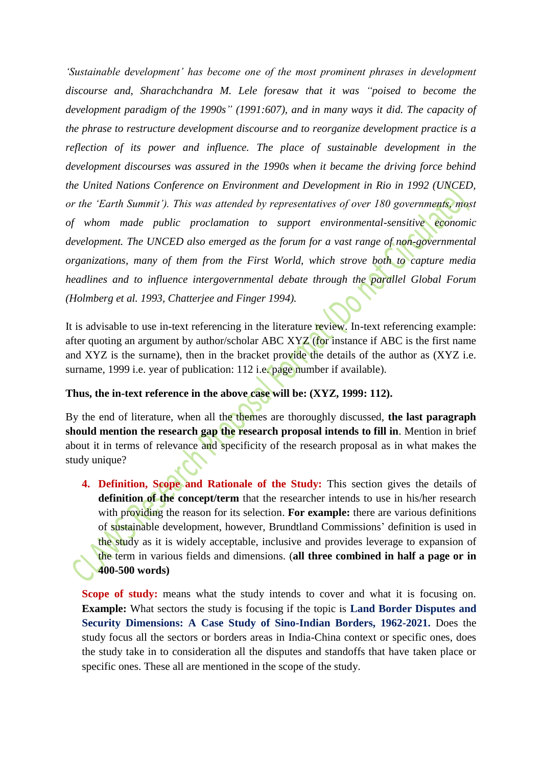*'Sustainable development' has become one of the most prominent phrases in development discourse and, Sharachchandra M. Lele foresaw that it was "poised to become the development paradigm of the 1990s" (1991:607), and in many ways it did. The capacity of the phrase to restructure development discourse and to reorganize development practice is a reflection of its power and influence. The place of sustainable development in the development discourses was assured in the 1990s when it became the driving force behind the United Nations Conference on Environment and Development in Rio in 1992 (UNCED, or the 'Earth Summit'). This was attended by representatives of over 180 governments, most of whom made public proclamation to support environmental-sensitive economic development. The UNCED also emerged as the forum for a vast range of non-governmental organizations, many of them from the First World, which strove both to capture media headlines and to influence intergovernmental debate through the parallel Global Forum (Holmberg et al. 1993, Chatterjee and Finger 1994).*

It is advisable to use in-text referencing in the literature review. In-text referencing example: after quoting an argument by author/scholar ABC XYZ (for instance if ABC is the first name and XYZ is the surname), then in the bracket provide the details of the author as (XYZ i.e. surname, 1999 i.e. year of publication: 112 i.e. page number if available).

**Thus, the in-text reference in the above case will be: (XYZ, 1999: 112).**

By the end of literature, when all the themes are thoroughly discussed, **the last paragraph should mention the research gap the research proposal intends to fill in**. Mention in brief about it in terms of relevance and specificity of the research proposal as in what makes the study unique?

4. **Definition, Scope and Rationale of the Study:** This section gives the details of **definition of the concept/term** that the researcher intends to use in his/her research with providing the reason for its selection. **For example:** there are various definitions of sustainable development, however, Brundtland Commissions' definition is used in the study as it is widely acceptable, inclusive and provides leverage to expansion of the term in various fields and dimensions. (**all three combined in half a page or in 400-500 words)**

   **Scope of study:** means what the study intends to cover and what it is focusing on. **Example:** What sectors the study is focusing if the topic is **Land Border Disputes and Security Dimensions: A Case Study of Sino-Indian Borders, 1962-2021.** Does the study focus all the sectors or borders areas in India-China context or specific ones, does the study take in to consideration all the disputes and standoffs that have taken place or specific ones. These all are mentioned in the scope of the study.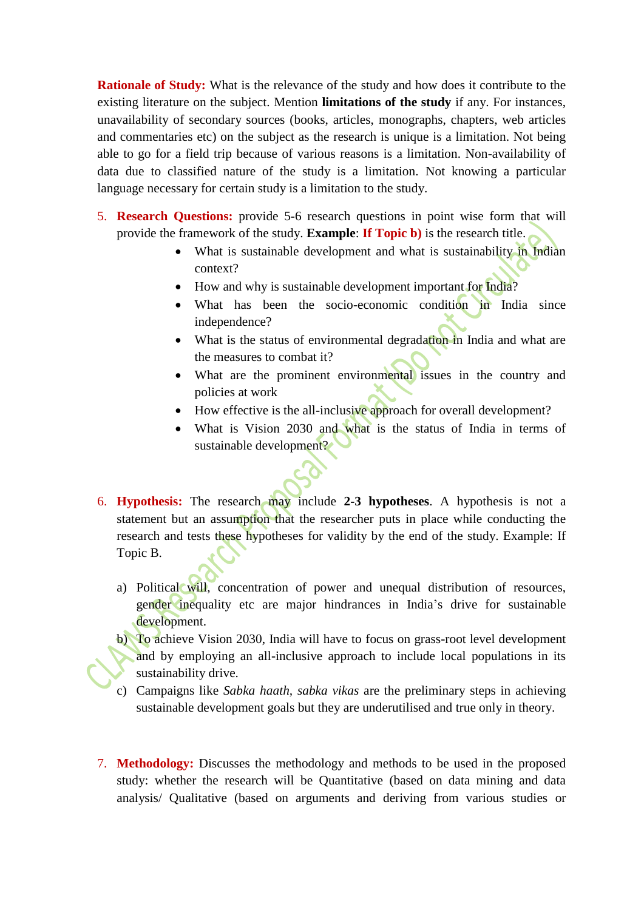**Rationale of Study:** What is the relevance of the study and how does it contribute to the existing literature on the subject. Mention **limitations of the study** if any. For instances, unavailability of secondary sources (books, articles, monographs, chapters, web articles and commentaries etc) on the subject as the research is unique is a limitation. Not being able to go for a field trip because of various reasons is a limitation. Non-availability of data due to classified nature of the study is a limitation. Not knowing a particular language necessary for certain study is a limitation to the study.

5. **Research Questions:** provide 5-6 research questions in point wise form that will provide the framework of the study. **Example**: **If Topic b)** is the research title.
    - What is sustainable development and what is sustainability in Indian context?
    - How and why is sustainable development important for India?
    - What has been the socio-economic condition in India since independence?
    - What is the status of environmental degradation in India and what are the measures to combat it?
    - What are the prominent environmental issues in the country and policies at work
    - How effective is the all-inclusive approach for overall development?
    - What is Vision 2030 and what is the status of India in terms of sustainable development?

6. **Hypothesis:** The research may include **2-3 hypotheses**. A hypothesis is not a statement but an assumption that the researcher puts in place while conducting the research and tests these hypotheses for validity by the end of the study. Example: If Topic B.

    a) Political will, concentration of power and unequal distribution of resources, gender inequality etc are major hindrances in India's drive for sustainable development.
    b) To achieve Vision 2030, India will have to focus on grass-root level development and by employing an all-inclusive approach to include local populations in its sustainability drive.
    c) Campaigns like *Sabka haath*, *sabka vikas* are the preliminary steps in achieving sustainable development goals but they are underutilised and true only in theory.

7. **Methodology:** Discusses the methodology and methods to be used in the proposed study: whether the research will be Quantitative (based on data mining and data analysis/ Qualitative (based on arguments and deriving from various studies or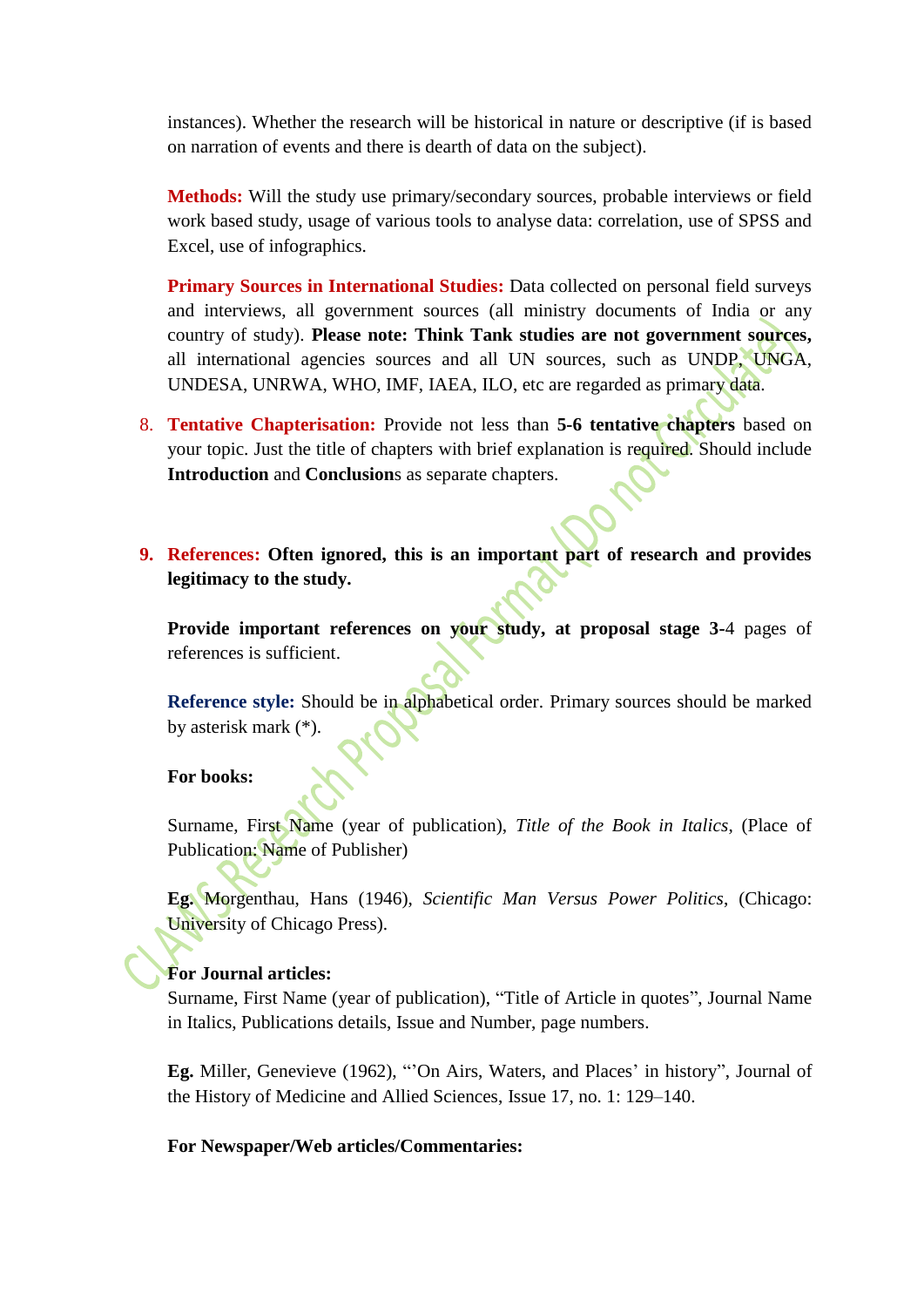instances). Whether the research will be historical in nature or descriptive (if is based on narration of events and there is dearth of data on the subject).

**Methods:** Will the study use primary/secondary sources, probable interviews or field work based study, usage of various tools to analyse data: correlation, use of SPSS and Excel, use of infographics.

**Primary Sources in International Studies:** Data collected on personal field surveys and interviews, all government sources (all ministry documents of India or any country of study). **Please note: Think Tank studies are not government sources,** all international agencies sources and all UN sources, such as UNDP, UNGA, UNDESA, UNRWA, WHO, IMF, IAEA, ILO, etc are regarded as primary data.

8. **Tentative Chapterisation:** Provide not less than **5-6 tentative chapters** based on your topic. Just the title of chapters with brief explanation is required. Should include **Introduction** and **Conclusion**s as separate chapters.

9. **References: Often ignored, this is an important part of research and provides legitimacy to the study.**

**Provide important references on your study, at proposal stage 3-**4 pages of references is sufficient.

**Reference style:** Should be in alphabetical order. Primary sources should be marked by asterisk mark (*).

**For books:**

Surname, First Name (year of publication), *Title of the Book in Italics*, (Place of Publication: Name of Publisher)

**Eg.** Morgenthau, Hans (1946), *Scientific Man Versus Power Politics*, (Chicago: University of Chicago Press).

**For Journal articles:**
Surname, First Name (year of publication), "Title of Article in quotes", Journal Name in Italics, Publications details, Issue and Number, page numbers.

**Eg.** Miller, Genevieve (1962), "'On Airs, Waters, and Places' in history", Journal of the History of Medicine and Allied Sciences, Issue 17, no. 1: 129–140.

**For Newspaper/Web articles/Commentaries:**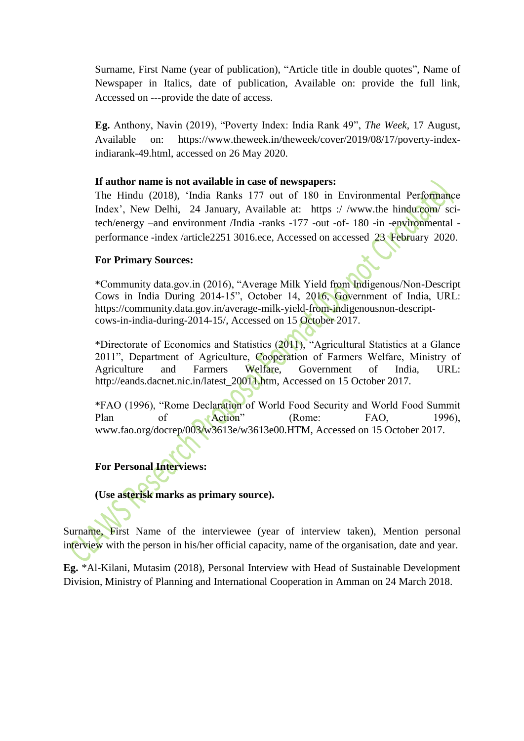Surname, First Name (year of publication), "Article title in double quotes", Name of Newspaper in Italics, date of publication, Available on: provide the full link, Accessed on ---provide the date of access.

**Eg.** Anthony, Navin (2019), "Poverty Index: India Rank 49", *The Week*, 17 August, Available on: https://www.theweek.in/theweek/cover/2019/08/17/poverty-index-indiarank-49.html, accessed on 26 May 2020.

**If author name is not available in case of newspapers:**

The Hindu (2018), 'India Ranks 177 out of 180 in Environmental Performance Index', New Delhi, 24 January, Available at: https :/ /www.the hindu.com/ sci-tech/energy –and environment /India -ranks -177 -out -of- 180 -in -environmental -performance -index /article2251 3016.ece, Accessed on accessed 23 February 2020.

**For Primary Sources:**

*Community data.gov.in (2016), "Average Milk Yield from Indigenous/Non-Descript Cows in India During 2014-15", October 14, 2016, Government of India, URL: https://community.data.gov.in/average-milk-yield-from-indigenousnon-descript-cows-in-india-during-2014-15/, Accessed on 15 October 2017.

*Directorate of Economics and Statistics (2011), "Agricultural Statistics at a Glance 2011", Department of Agriculture, Cooperation of Farmers Welfare, Ministry of Agriculture and Farmers Welfare, Government of India, URL: http://eands.dacnet.nic.in/latest_20011.htm, Accessed on 15 October 2017.

*FAO (1996), "Rome Declaration of World Food Security and World Food Summit Plan of Action" (Rome: FAO, 1996), www.fao.org/docrep/003/w3613e/w3613e00.HTM, Accessed on 15 October 2017.

**For Personal Interviews:**

**(Use asterisk marks as primary source).**

Surname, First Name of the interviewee (year of interview taken), Mention personal interview with the person in his/her official capacity, name of the organisation, date and year.

**Eg.** *Al-Kilani, Mutasim (2018), Personal Interview with Head of Sustainable Development Division, Ministry of Planning and International Cooperation in Amman on 24 March 2018.